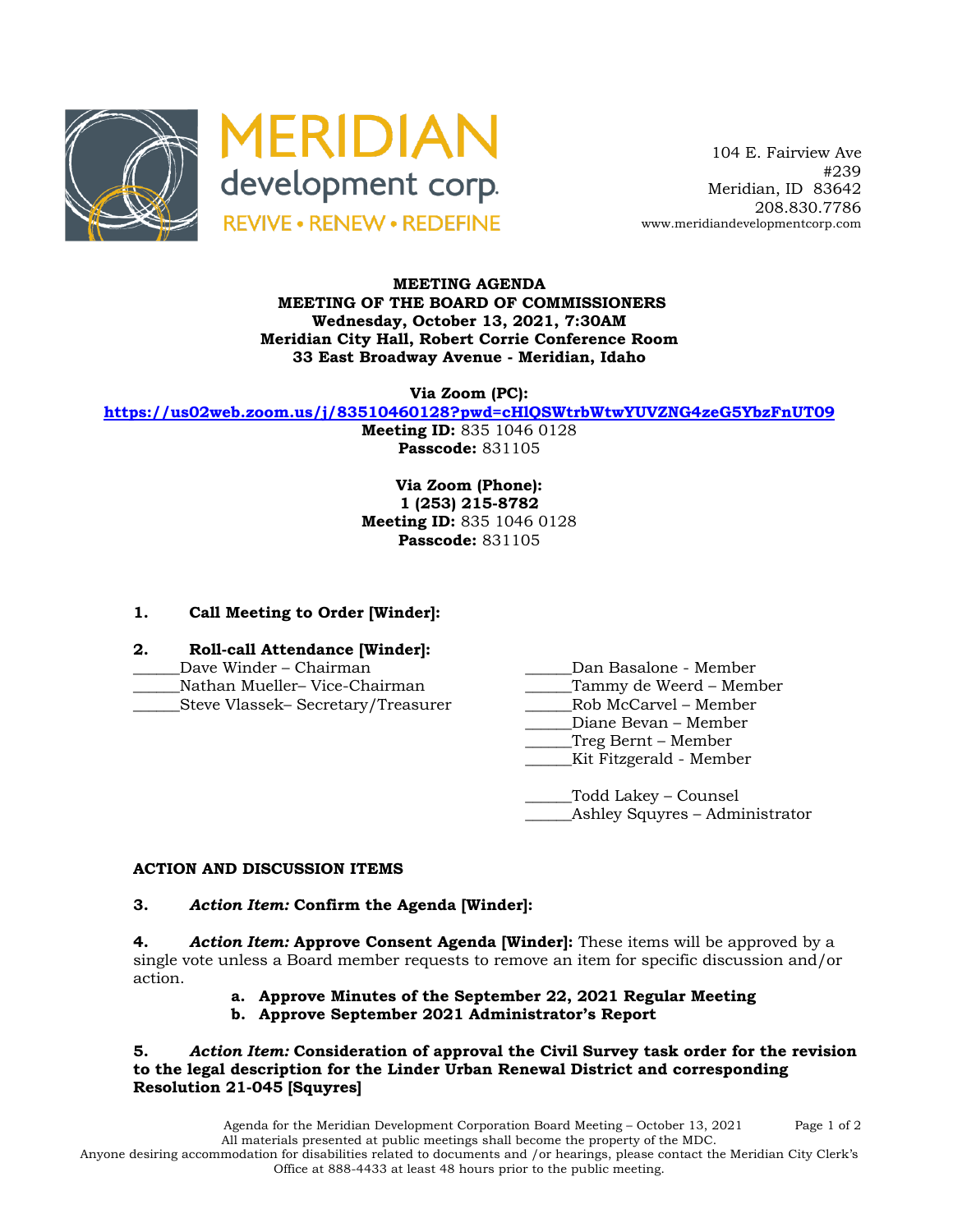MERIDIAN development corp. REVIVE • RENEW • REDEFINE

104 E. Fairview Ave
#239
Meridian, ID 83642
208.830.7786
www.meridiandevelopmentcorp.com

**MEETING AGENDA**
**MEETING OF THE BOARD OF COMMISSIONERS**
**Wednesday, October 13, 2021, 7:30AM**
**Meridian City Hall, Robert Corrie Conference Room**
**33 East Broadway Avenue - Meridian, Idaho**

**Via Zoom (PC):**
**https://us02web.zoom.us/j/83510460128?pwd=cHlQSWtrbWtwYUVZNG4zeG5YbzFnUT09**
**Meeting ID:** 835 1046 0128
**Passcode:** 831105

**Via Zoom (Phone):**
**1 (253) 215-8782**
**Meeting ID:** 835 1046 0128
**Passcode:** 831105

**1. Call Meeting to Order [Winder]:**

**2. Roll-call Attendance [Winder]:**

______Dave Winder – Chairman
______Nathan Mueller– Vice-Chairman
______Steve Vlassek– Secretary/Treasurer
______Dan Basalone - Member
______Tammy de Weerd – Member
______Rob McCarvel – Member
______Diane Bevan – Member
______Treg Bernt – Member
______Kit Fitzgerald - Member

______Todd Lakey – Counsel
______Ashley Squyres – Administrator

**ACTION AND DISCUSSION ITEMS**

**3.** ***Action Item:*** **Confirm the Agenda [Winder]:**

**4.** ***Action Item:*** **Approve Consent Agenda [Winder]:** These items will be approved by a single vote unless a Board member requests to remove an item for specific discussion and/or action.

- **a. Approve Minutes of the September 22, 2021 Regular Meeting**
- **b. Approve September 2021 Administrator's Report**

**5.** ***Action Item:*** **Consideration of approval the Civil Survey task order for the revision to the legal description for the Linder Urban Renewal District and corresponding Resolution 21-045 [Squyres]**

All materials presented at public meetings shall become the property of the MDC.
Anyone desiring accommodation for disabilities related to documents and /or hearings, please contact the Meridian City Clerk's Office at 888-4433 at least 48 hours prior to the public meeting.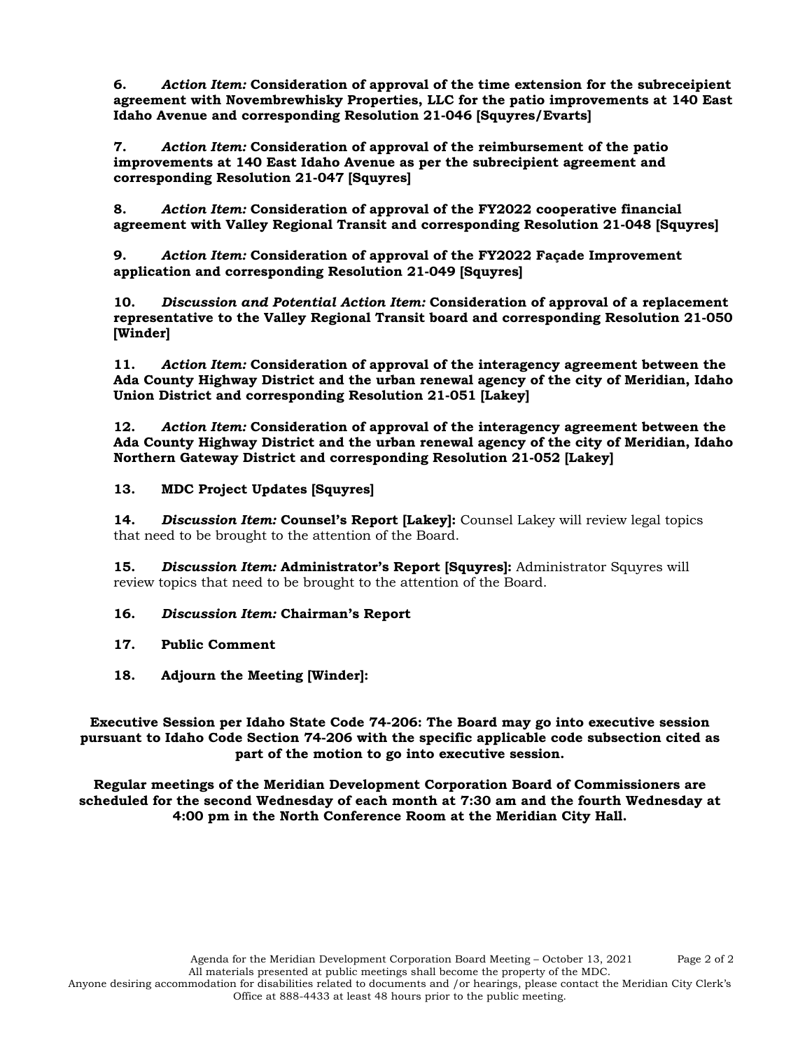**6.** ***Action Item:*** **Consideration of approval of the time extension for the subreceipient agreement with Novembrewhisky Properties, LLC for the patio improvements at 140 East Idaho Avenue and corresponding Resolution 21-046 [Squyres/Evarts]**

**7.** ***Action Item:*** **Consideration of approval of the reimbursement of the patio improvements at 140 East Idaho Avenue as per the subrecipient agreement and corresponding Resolution 21-047 [Squyres]**

**8.** ***Action Item:*** **Consideration of approval of the FY2022 cooperative financial agreement with Valley Regional Transit and corresponding Resolution 21-048 [Squyres]**

**9.** ***Action Item:*** **Consideration of approval of the FY2022 Façade Improvement application and corresponding Resolution 21-049 [Squyres]**

**10.** ***Discussion and Potential Action Item:*** **Consideration of approval of a replacement representative to the Valley Regional Transit board and corresponding Resolution 21-050 [Winder]**

**11.** ***Action Item:*** **Consideration of approval of the interagency agreement between the Ada County Highway District and the urban renewal agency of the city of Meridian, Idaho Union District and corresponding Resolution 21-051 [Lakey]**

**12.** ***Action Item:*** **Consideration of approval of the interagency agreement between the Ada County Highway District and the urban renewal agency of the city of Meridian, Idaho Northern Gateway District and corresponding Resolution 21-052 [Lakey]**

**13.** **MDC Project Updates [Squyres]**

**14.** ***Discussion Item:*** **Counsel's Report [Lakey]:** Counsel Lakey will review legal topics that need to be brought to the attention of the Board.

**15.** ***Discussion Item:*** **Administrator's Report [Squyres]:** Administrator Squyres will review topics that need to be brought to the attention of the Board.

**16.** ***Discussion Item:*** **Chairman's Report**

**17.** **Public Comment**

**18.** **Adjourn the Meeting [Winder]:**

**Executive Session per Idaho State Code 74-206: The Board may go into executive session pursuant to Idaho Code Section 74-206 with the specific applicable code subsection cited as part of the motion to go into executive session.**

**Regular meetings of the Meridian Development Corporation Board of Commissioners are scheduled for the second Wednesday of each month at 7:30 am and the fourth Wednesday at 4:00 pm in the North Conference Room at the Meridian City Hall.**

Agenda for the Meridian Development Corporation Board Meeting – October 13, 2021

All materials presented at public meetings shall become the property of the MDC.

Anyone desiring accommodation for disabilities related to documents and /or hearings, please contact the Meridian City Clerk's Office at 888-4433 at least 48 hours prior to the public meeting.